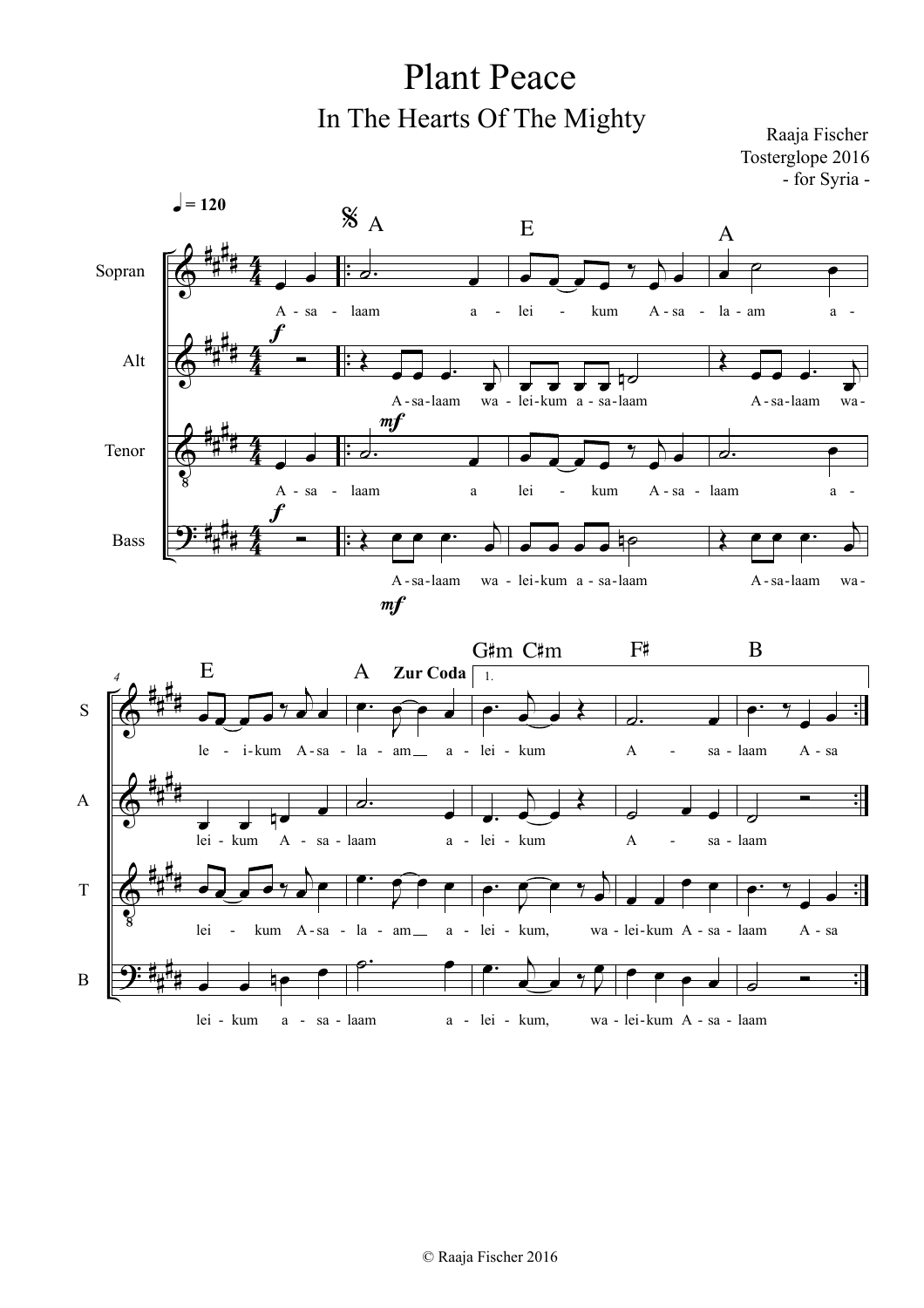# Plant Peace

## In The Hearts Of The Mighty

Raaja Fischer
Tosterglope 2016
- for Syria -